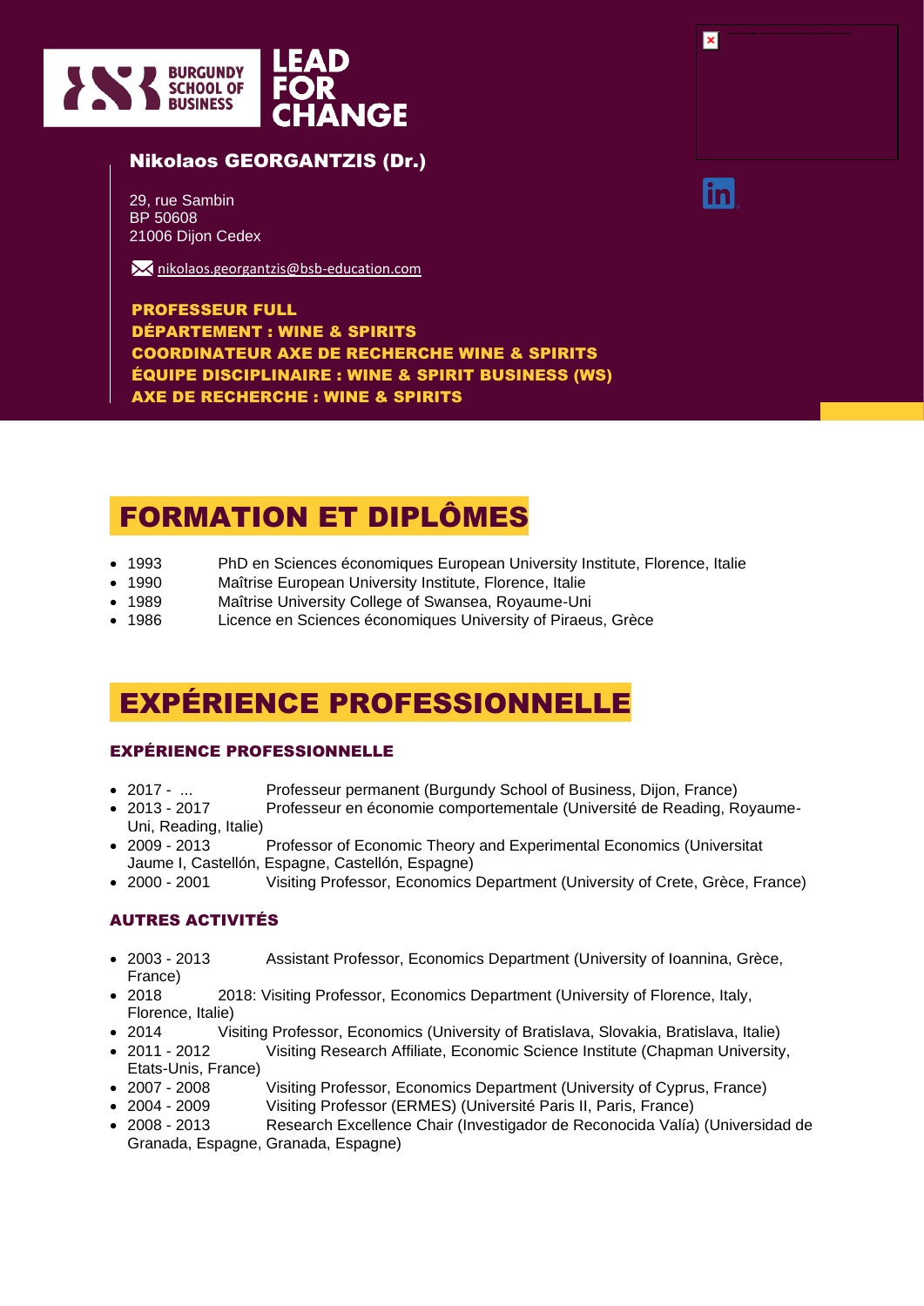BURGUNDY SCHOOL OF BUSINESS — LEAD FOR CHANGE

## Nikolaos GEORGANTZIS (Dr.)

29, rue Sambin
BP 50608
21006 Dijon Cedex

nikolaos.georgantzis@bsb-education.com

**PROFESSEUR FULL**
**DÉPARTEMENT : WINE & SPIRITS**
**COORDINATEUR AXE DE RECHERCHE WINE & SPIRITS**
**ÉQUIPE DISCIPLINAIRE : WINE & SPIRIT BUSINESS (WS)**
**AXE DE RECHERCHE : WINE & SPIRITS**

# FORMATION ET DIPLÔMES

- 1993 PhD en Sciences économiques European University Institute, Florence, Italie
- 1990 Maîtrise European University Institute, Florence, Italie
- 1989 Maîtrise University College of Swansea, Royaume-Uni
- 1986 Licence en Sciences économiques University of Piraeus, Grèce

# EXPÉRIENCE PROFESSIONNELLE

### EXPÉRIENCE PROFESSIONNELLE

- 2017 - ... Professeur permanent (Burgundy School of Business, Dijon, France)
- 2013 - 2017 Professeur en économie comportementale (Université de Reading, Royaume-Uni, Reading, Italie)
- 2009 - 2013 Professor of Economic Theory and Experimental Economics (Universitat Jaume I, Castellón, Espagne, Castellón, Espagne)
- 2000 - 2001 Visiting Professor, Economics Department (University of Crete, Grèce, France)

### AUTRES ACTIVITÉS

- 2003 - 2013 Assistant Professor, Economics Department (University of Ioannina, Grèce, France)
- 2018 2018: Visiting Professor, Economics Department (University of Florence, Italy, Florence, Italie)
- 2014 Visiting Professor, Economics (University of Bratislava, Slovakia, Bratislava, Italie)
- 2011 - 2012 Visiting Research Affiliate, Economic Science Institute (Chapman University, Etats-Unis, France)
- 2007 - 2008 Visiting Professor, Economics Department (University of Cyprus, France)
- 2004 - 2009 Visiting Professor (ERMES) (Université Paris II, Paris, France)
- 2008 - 2013 Research Excellence Chair (Investigador de Reconocida Valía) (Universidad de Granada, Espagne, Granada, Espagne)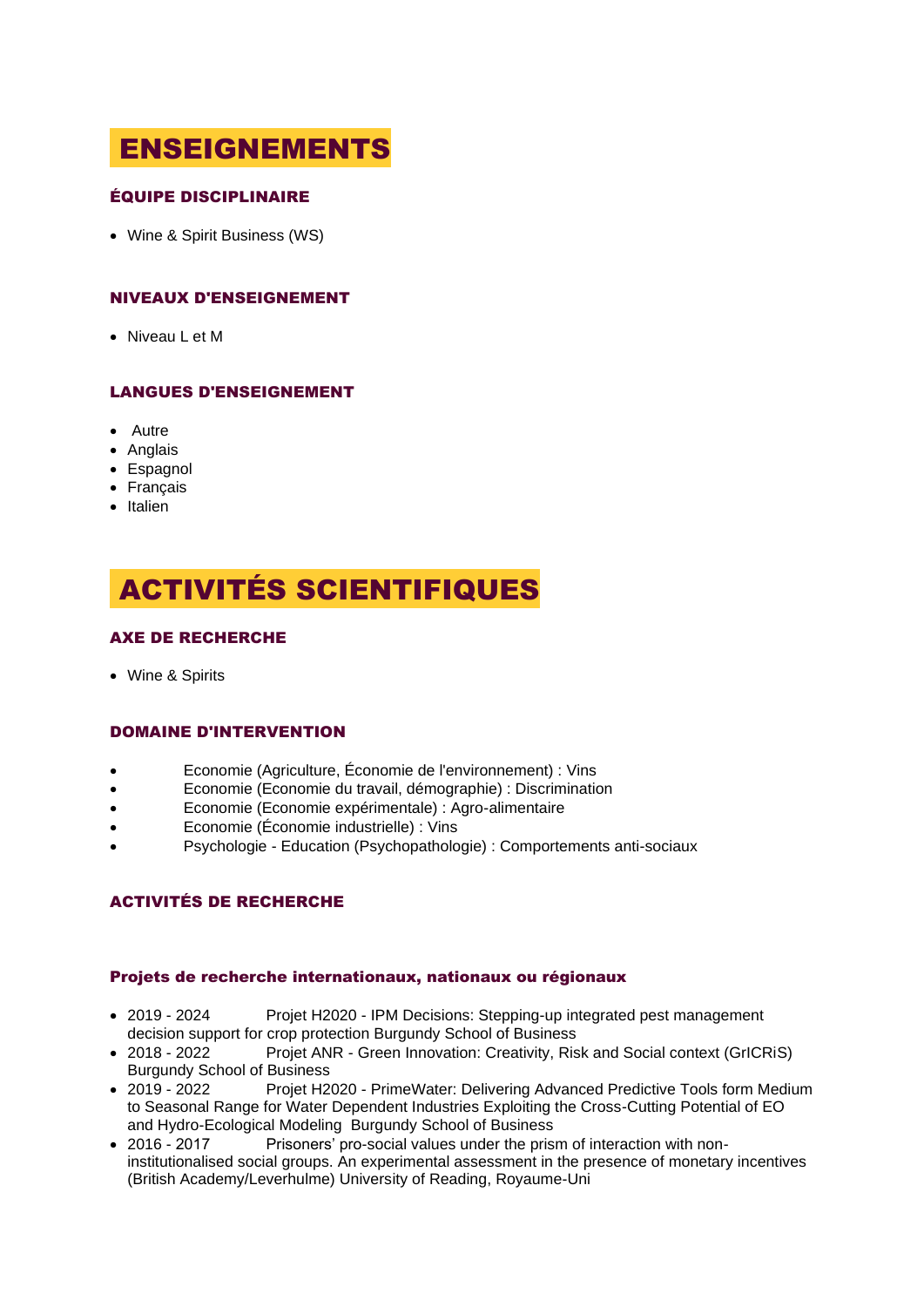# ENSEIGNEMENTS

### ÉQUIPE DISCIPLINAIRE

- Wine & Spirit Business (WS)

### NIVEAUX D'ENSEIGNEMENT

- Niveau L et M

### LANGUES D'ENSEIGNEMENT

- Autre
- Anglais
- Espagnol
- Français
- Italien

# ACTIVITÉS SCIENTIFIQUES

### AXE DE RECHERCHE

- Wine & Spirits

### DOMAINE D'INTERVENTION

- Economie (Agriculture, Économie de l'environnement) : Vins
- Economie (Economie du travail, démographie) : Discrimination
- Economie (Economie expérimentale) : Agro-alimentaire
- Economie (Économie industrielle) : Vins
- Psychologie - Education (Psychopathologie) : Comportements anti-sociaux

### ACTIVITÉS DE RECHERCHE

#### Projets de recherche internationaux, nationaux ou régionaux

- 2019 - 2024 Projet H2020 - IPM Decisions: Stepping-up integrated pest management decision support for crop protection Burgundy School of Business
- 2018 - 2022 Projet ANR - Green Innovation: Creativity, Risk and Social context (GrICRiS) Burgundy School of Business
- 2019 - 2022 Projet H2020 - PrimeWater: Delivering Advanced Predictive Tools form Medium to Seasonal Range for Water Dependent Industries Exploiting the Cross-Cutting Potential of EO and Hydro-Ecological Modeling Burgundy School of Business
- 2016 - 2017 Prisoners' pro-social values under the prism of interaction with non-institutionalised social groups. An experimental assessment in the presence of monetary incentives (British Academy/Leverhulme) University of Reading, Royaume-Uni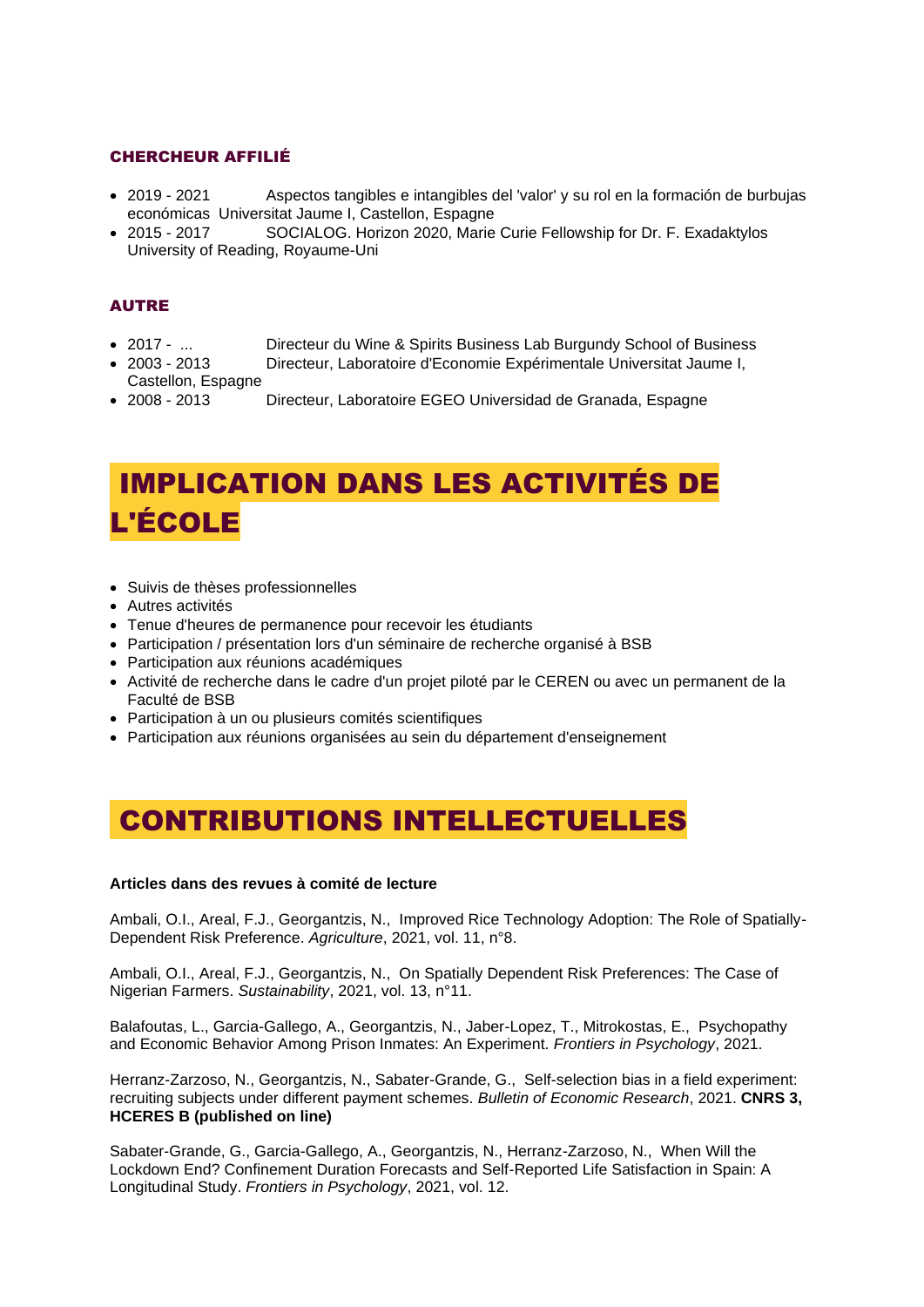### CHERCHEUR AFFILIÉ

- 2019 - 2021 Aspectos tangibles e intangibles del 'valor' y su rol en la formación de burbujas económicas Universitat Jaume I, Castellon, Espagne
- 2015 - 2017 SOCIALOG. Horizon 2020, Marie Curie Fellowship for Dr. F. Exadaktylos University of Reading, Royaume-Uni

### AUTRE

- 2017 - ... Directeur du Wine & Spirits Business Lab Burgundy School of Business
- 2003 - 2013 Directeur, Laboratoire d'Economie Expérimentale Universitat Jaume I, Castellon, Espagne
- 2008 - 2013 Directeur, Laboratoire EGEO Universidad de Granada, Espagne

## IMPLICATION DANS LES ACTIVITÉS DE L'ÉCOLE

- Suivis de thèses professionnelles
- Autres activités
- Tenue d'heures de permanence pour recevoir les étudiants
- Participation / présentation lors d'un séminaire de recherche organisé à BSB
- Participation aux réunions académiques
- Activité de recherche dans le cadre d'un projet piloté par le CEREN ou avec un permanent de la Faculté de BSB
- Participation à un ou plusieurs comités scientifiques
- Participation aux réunions organisées au sein du département d'enseignement

## CONTRIBUTIONS INTELLECTUELLES

**Articles dans des revues à comité de lecture**

Ambali, O.I., Areal, F.J., Georgantzis, N., Improved Rice Technology Adoption: The Role of Spatially-Dependent Risk Preference. *Agriculture*, 2021, vol. 11, n°8.

Ambali, O.I., Areal, F.J., Georgantzis, N., On Spatially Dependent Risk Preferences: The Case of Nigerian Farmers. *Sustainability*, 2021, vol. 13, n°11.

Balafoutas, L., Garcia-Gallego, A., Georgantzis, N., Jaber-Lopez, T., Mitrokostas, E., Psychopathy and Economic Behavior Among Prison Inmates: An Experiment. *Frontiers in Psychology*, 2021.

Herranz-Zarzoso, N., Georgantzis, N., Sabater-Grande, G., Self-selection bias in a field experiment: recruiting subjects under different payment schemes. *Bulletin of Economic Research*, 2021. **CNRS 3, HCERES B (published on line)**

Sabater-Grande, G., Garcia-Gallego, A., Georgantzis, N., Herranz-Zarzoso, N., When Will the Lockdown End? Confinement Duration Forecasts and Self-Reported Life Satisfaction in Spain: A Longitudinal Study. *Frontiers in Psychology*, 2021, vol. 12.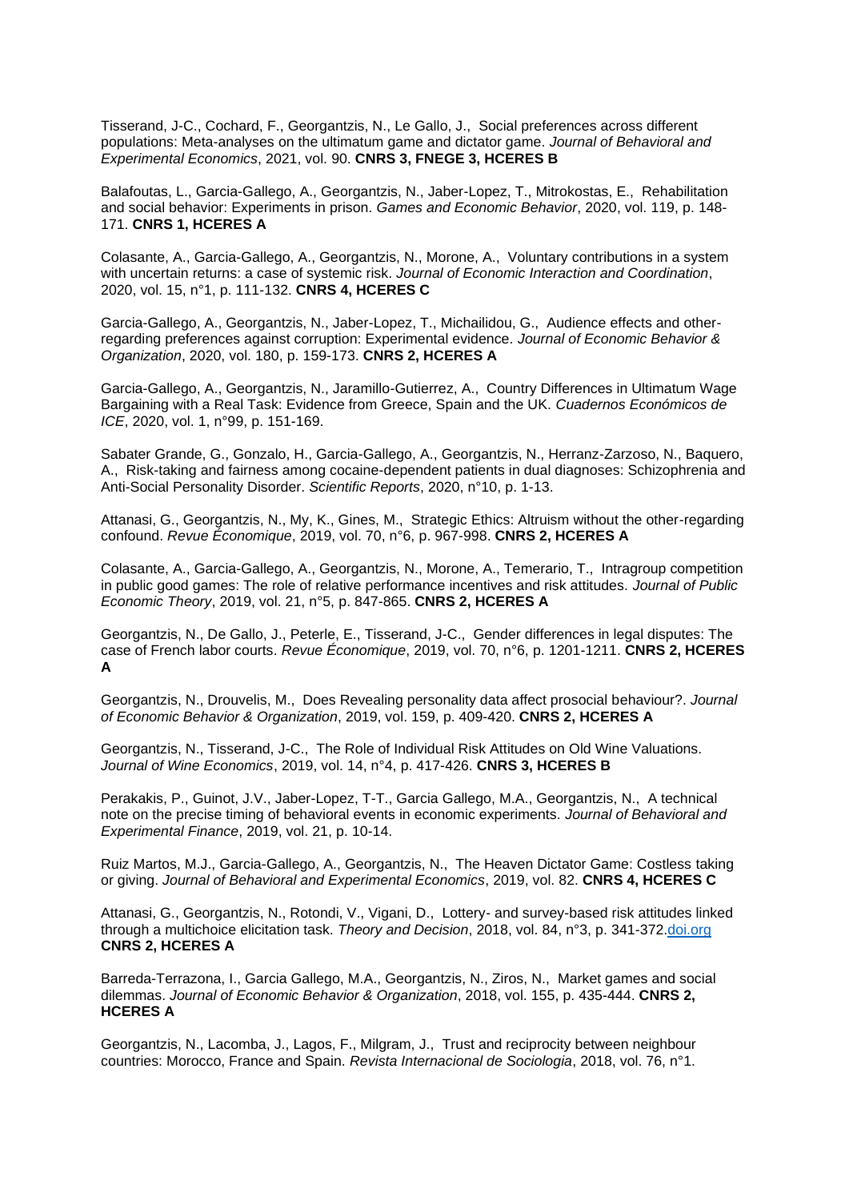Tisserand, J-C., Cochard, F., Georgantzis, N., Le Gallo, J., Social preferences across different populations: Meta-analyses on the ultimatum game and dictator game. *Journal of Behavioral and Experimental Economics*, 2021, vol. 90. **CNRS 3, FNEGE 3, HCERES B**

Balafoutas, L., Garcia-Gallego, A., Georgantzis, N., Jaber-Lopez, T., Mitrokostas, E., Rehabilitation and social behavior: Experiments in prison. *Games and Economic Behavior*, 2020, vol. 119, p. 148-171. **CNRS 1, HCERES A**

Colasante, A., Garcia-Gallego, A., Georgantzis, N., Morone, A., Voluntary contributions in a system with uncertain returns: a case of systemic risk. *Journal of Economic Interaction and Coordination*, 2020, vol. 15, n°1, p. 111-132. **CNRS 4, HCERES C**

Garcia-Gallego, A., Georgantzis, N., Jaber-Lopez, T., Michailidou, G., Audience effects and other-regarding preferences against corruption: Experimental evidence. *Journal of Economic Behavior & Organization*, 2020, vol. 180, p. 159-173. **CNRS 2, HCERES A**

Garcia-Gallego, A., Georgantzis, N., Jaramillo-Gutierrez, A., Country Differences in Ultimatum Wage Bargaining with a Real Task: Evidence from Greece, Spain and the UK. *Cuadernos Económicos de ICE*, 2020, vol. 1, n°99, p. 151-169.

Sabater Grande, G., Gonzalo, H., Garcia-Gallego, A., Georgantzis, N., Herranz-Zarzoso, N., Baquero, A., Risk-taking and fairness among cocaine-dependent patients in dual diagnoses: Schizophrenia and Anti-Social Personality Disorder. *Scientific Reports*, 2020, n°10, p. 1-13.

Attanasi, G., Georgantzis, N., My, K., Gines, M., Strategic Ethics: Altruism without the other-regarding confound. *Revue Économique*, 2019, vol. 70, n°6, p. 967-998. **CNRS 2, HCERES A**

Colasante, A., Garcia-Gallego, A., Georgantzis, N., Morone, A., Temerario, T., Intragroup competition in public good games: The role of relative performance incentives and risk attitudes. *Journal of Public Economic Theory*, 2019, vol. 21, n°5, p. 847-865. **CNRS 2, HCERES A**

Georgantzis, N., De Gallo, J., Peterle, E., Tisserand, J-C., Gender differences in legal disputes: The case of French labor courts. *Revue Économique*, 2019, vol. 70, n°6, p. 1201-1211. **CNRS 2, HCERES A**

Georgantzis, N., Drouvelis, M., Does Revealing personality data affect prosocial behaviour?. *Journal of Economic Behavior & Organization*, 2019, vol. 159, p. 409-420. **CNRS 2, HCERES A**

Georgantzis, N., Tisserand, J-C., The Role of Individual Risk Attitudes on Old Wine Valuations. *Journal of Wine Economics*, 2019, vol. 14, n°4, p. 417-426. **CNRS 3, HCERES B**

Perakakis, P., Guinot, J.V., Jaber-Lopez, T-T., Garcia Gallego, M.A., Georgantzis, N., A technical note on the precise timing of behavioral events in economic experiments. *Journal of Behavioral and Experimental Finance*, 2019, vol. 21, p. 10-14.

Ruiz Martos, M.J., Garcia-Gallego, A., Georgantzis, N., The Heaven Dictator Game: Costless taking or giving. *Journal of Behavioral and Experimental Economics*, 2019, vol. 82. **CNRS 4, HCERES C**

Attanasi, G., Georgantzis, N., Rotondi, V., Vigani, D., Lottery- and survey-based risk attitudes linked through a multichoice elicitation task. *Theory and Decision*, 2018, vol. 84, n°3, p. 341-372.doi.org **CNRS 2, HCERES A**

Barreda-Terrazona, I., Garcia Gallego, M.A., Georgantzis, N., Ziros, N., Market games and social dilemmas. *Journal of Economic Behavior & Organization*, 2018, vol. 155, p. 435-444. **CNRS 2, HCERES A**

Georgantzis, N., Lacomba, J., Lagos, F., Milgram, J., Trust and reciprocity between neighbour countries: Morocco, France and Spain. *Revista Internacional de Sociologia*, 2018, vol. 76, n°1.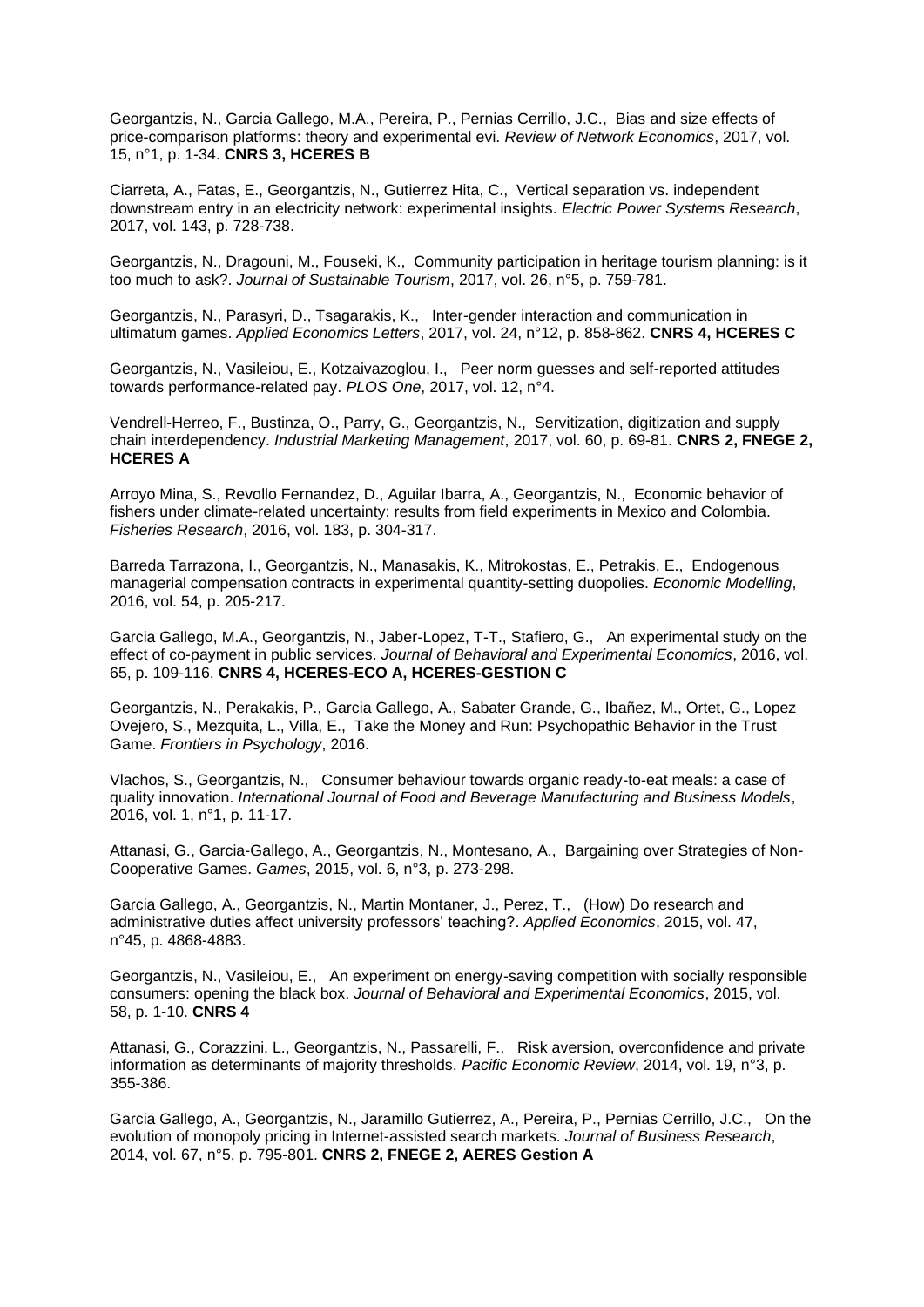Georgantzis, N., Garcia Gallego, M.A., Pereira, P., Pernias Cerrillo, J.C., Bias and size effects of price-comparison platforms: theory and experimental evi. *Review of Network Economics*, 2017, vol. 15, n°1, p. 1-34. **CNRS 3, HCERES B**

Ciarreta, A., Fatas, E., Georgantzis, N., Gutierrez Hita, C., Vertical separation vs. independent downstream entry in an electricity network: experimental insights. *Electric Power Systems Research*, 2017, vol. 143, p. 728-738.

Georgantzis, N., Dragouni, M., Fouseki, K., Community participation in heritage tourism planning: is it too much to ask?. *Journal of Sustainable Tourism*, 2017, vol. 26, n°5, p. 759-781.

Georgantzis, N., Parasyri, D., Tsagarakis, K., Inter-gender interaction and communication in ultimatum games. *Applied Economics Letters*, 2017, vol. 24, n°12, p. 858-862. **CNRS 4, HCERES C**

Georgantzis, N., Vasileiou, E., Kotzaivazoglou, I., Peer norm guesses and self-reported attitudes towards performance-related pay. *PLOS One*, 2017, vol. 12, n°4.

Vendrell-Herreo, F., Bustinza, O., Parry, G., Georgantzis, N., Servitization, digitization and supply chain interdependency. *Industrial Marketing Management*, 2017, vol. 60, p. 69-81. **CNRS 2, FNEGE 2, HCERES A**

Arroyo Mina, S., Revollo Fernandez, D., Aguilar Ibarra, A., Georgantzis, N., Economic behavior of fishers under climate-related uncertainty: results from field experiments in Mexico and Colombia. *Fisheries Research*, 2016, vol. 183, p. 304-317.

Barreda Tarrazona, I., Georgantzis, N., Manasakis, K., Mitrokostas, E., Petrakis, E., Endogenous managerial compensation contracts in experimental quantity-setting duopolies. *Economic Modelling*, 2016, vol. 54, p. 205-217.

Garcia Gallego, M.A., Georgantzis, N., Jaber-Lopez, T-T., Stafiero, G., An experimental study on the effect of co-payment in public services. *Journal of Behavioral and Experimental Economics*, 2016, vol. 65, p. 109-116. **CNRS 4, HCERES-ECO A, HCERES-GESTION C**

Georgantzis, N., Perakakis, P., Garcia Gallego, A., Sabater Grande, G., Ibañez, M., Ortet, G., Lopez Ovejero, S., Mezquita, L., Villa, E., Take the Money and Run: Psychopathic Behavior in the Trust Game. *Frontiers in Psychology*, 2016.

Vlachos, S., Georgantzis, N., Consumer behaviour towards organic ready-to-eat meals: a case of quality innovation. *International Journal of Food and Beverage Manufacturing and Business Models*, 2016, vol. 1, n°1, p. 11-17.

Attanasi, G., Garcia-Gallego, A., Georgantzis, N., Montesano, A., Bargaining over Strategies of Non-Cooperative Games. *Games*, 2015, vol. 6, n°3, p. 273-298.

Garcia Gallego, A., Georgantzis, N., Martin Montaner, J., Perez, T., (How) Do research and administrative duties affect university professors' teaching?. *Applied Economics*, 2015, vol. 47, n°45, p. 4868-4883.

Georgantzis, N., Vasileiou, E., An experiment on energy-saving competition with socially responsible consumers: opening the black box. *Journal of Behavioral and Experimental Economics*, 2015, vol. 58, p. 1-10. **CNRS 4**

Attanasi, G., Corazzini, L., Georgantzis, N., Passarelli, F., Risk aversion, overconfidence and private information as determinants of majority thresholds. *Pacific Economic Review*, 2014, vol. 19, n°3, p. 355-386.

Garcia Gallego, A., Georgantzis, N., Jaramillo Gutierrez, A., Pereira, P., Pernias Cerrillo, J.C., On the evolution of monopoly pricing in Internet-assisted search markets. *Journal of Business Research*, 2014, vol. 67, n°5, p. 795-801. **CNRS 2, FNEGE 2, AERES Gestion A**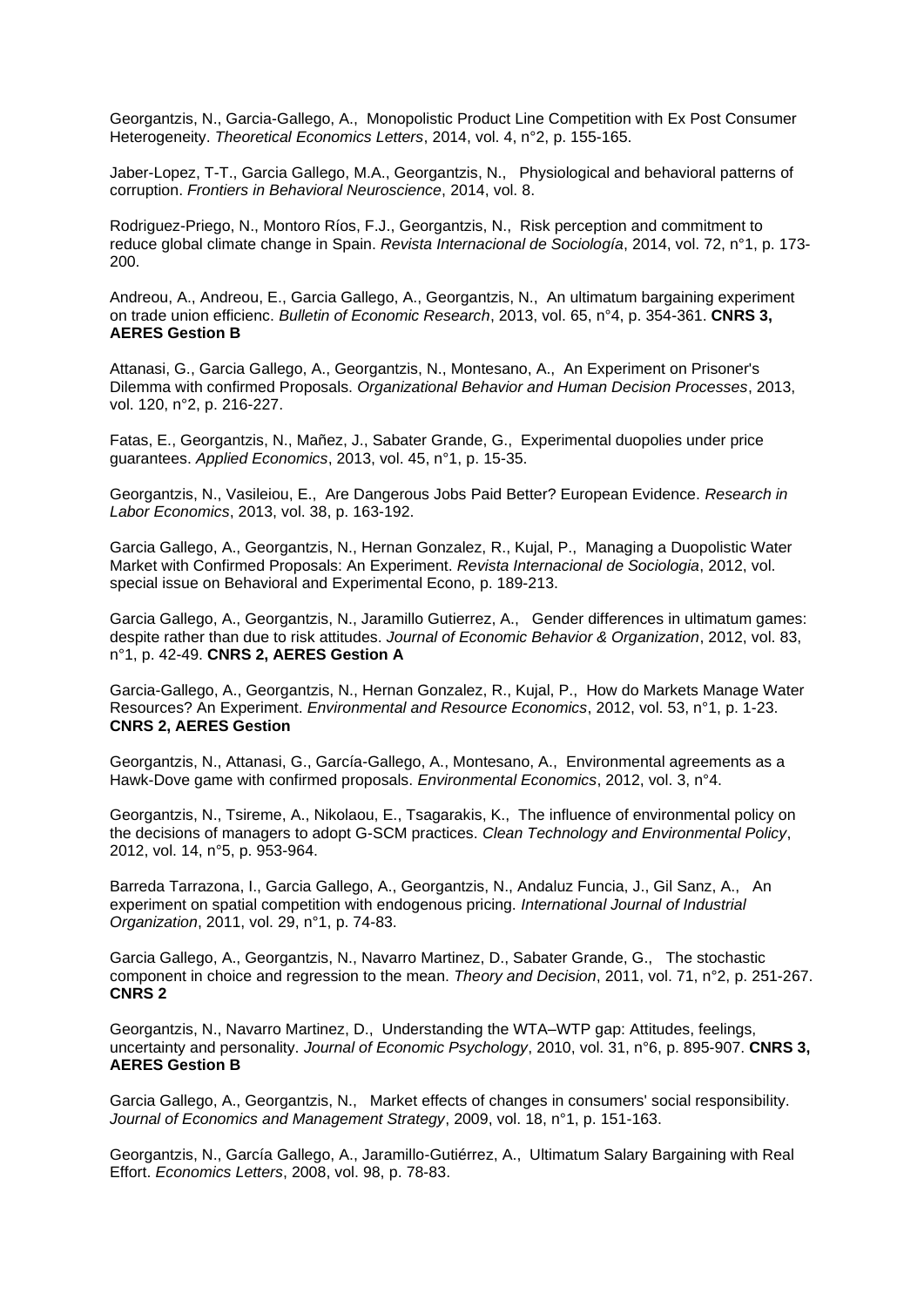Georgantzis, N., Garcia-Gallego, A., Monopolistic Product Line Competition with Ex Post Consumer Heterogeneity. *Theoretical Economics Letters*, 2014, vol. 4, n°2, p. 155-165.

Jaber-Lopez, T-T., Garcia Gallego, M.A., Georgantzis, N., Physiological and behavioral patterns of corruption. *Frontiers in Behavioral Neuroscience*, 2014, vol. 8.

Rodriguez-Priego, N., Montoro Ríos, F.J., Georgantzis, N., Risk perception and commitment to reduce global climate change in Spain. *Revista Internacional de Sociología*, 2014, vol. 72, n°1, p. 173-200.

Andreou, A., Andreou, E., Garcia Gallego, A., Georgantzis, N., An ultimatum bargaining experiment on trade union efficienc. *Bulletin of Economic Research*, 2013, vol. 65, n°4, p. 354-361. **CNRS 3, AERES Gestion B**

Attanasi, G., Garcia Gallego, A., Georgantzis, N., Montesano, A., An Experiment on Prisoner's Dilemma with confirmed Proposals. *Organizational Behavior and Human Decision Processes*, 2013, vol. 120, n°2, p. 216-227.

Fatas, E., Georgantzis, N., Mañez, J., Sabater Grande, G., Experimental duopolies under price guarantees. *Applied Economics*, 2013, vol. 45, n°1, p. 15-35.

Georgantzis, N., Vasileiou, E., Are Dangerous Jobs Paid Better? European Evidence. *Research in Labor Economics*, 2013, vol. 38, p. 163-192.

Garcia Gallego, A., Georgantzis, N., Hernan Gonzalez, R., Kujal, P., Managing a Duopolistic Water Market with Confirmed Proposals: An Experiment. *Revista Internacional de Sociologia*, 2012, vol. special issue on Behavioral and Experimental Econo, p. 189-213.

Garcia Gallego, A., Georgantzis, N., Jaramillo Gutierrez, A., Gender differences in ultimatum games: despite rather than due to risk attitudes. *Journal of Economic Behavior & Organization*, 2012, vol. 83, n°1, p. 42-49. **CNRS 2, AERES Gestion A**

Garcia-Gallego, A., Georgantzis, N., Hernan Gonzalez, R., Kujal, P., How do Markets Manage Water Resources? An Experiment. *Environmental and Resource Economics*, 2012, vol. 53, n°1, p. 1-23. **CNRS 2, AERES Gestion**

Georgantzis, N., Attanasi, G., García-Gallego, A., Montesano, A., Environmental agreements as a Hawk-Dove game with confirmed proposals. *Environmental Economics*, 2012, vol. 3, n°4.

Georgantzis, N., Tsireme, A., Nikolaou, E., Tsagarakis, K., The influence of environmental policy on the decisions of managers to adopt G-SCM practices. *Clean Technology and Environmental Policy*, 2012, vol. 14, n°5, p. 953-964.

Barreda Tarrazona, I., Garcia Gallego, A., Georgantzis, N., Andaluz Funcia, J., Gil Sanz, A., An experiment on spatial competition with endogenous pricing. *International Journal of Industrial Organization*, 2011, vol. 29, n°1, p. 74-83.

Garcia Gallego, A., Georgantzis, N., Navarro Martinez, D., Sabater Grande, G., The stochastic component in choice and regression to the mean. *Theory and Decision*, 2011, vol. 71, n°2, p. 251-267. **CNRS 2**

Georgantzis, N., Navarro Martinez, D., Understanding the WTA–WTP gap: Attitudes, feelings, uncertainty and personality. *Journal of Economic Psychology*, 2010, vol. 31, n°6, p. 895-907. **CNRS 3, AERES Gestion B**

Garcia Gallego, A., Georgantzis, N., Market effects of changes in consumers' social responsibility. *Journal of Economics and Management Strategy*, 2009, vol. 18, n°1, p. 151-163.

Georgantzis, N., García Gallego, A., Jaramillo-Gutiérrez, A., Ultimatum Salary Bargaining with Real Effort. *Economics Letters*, 2008, vol. 98, p. 78-83.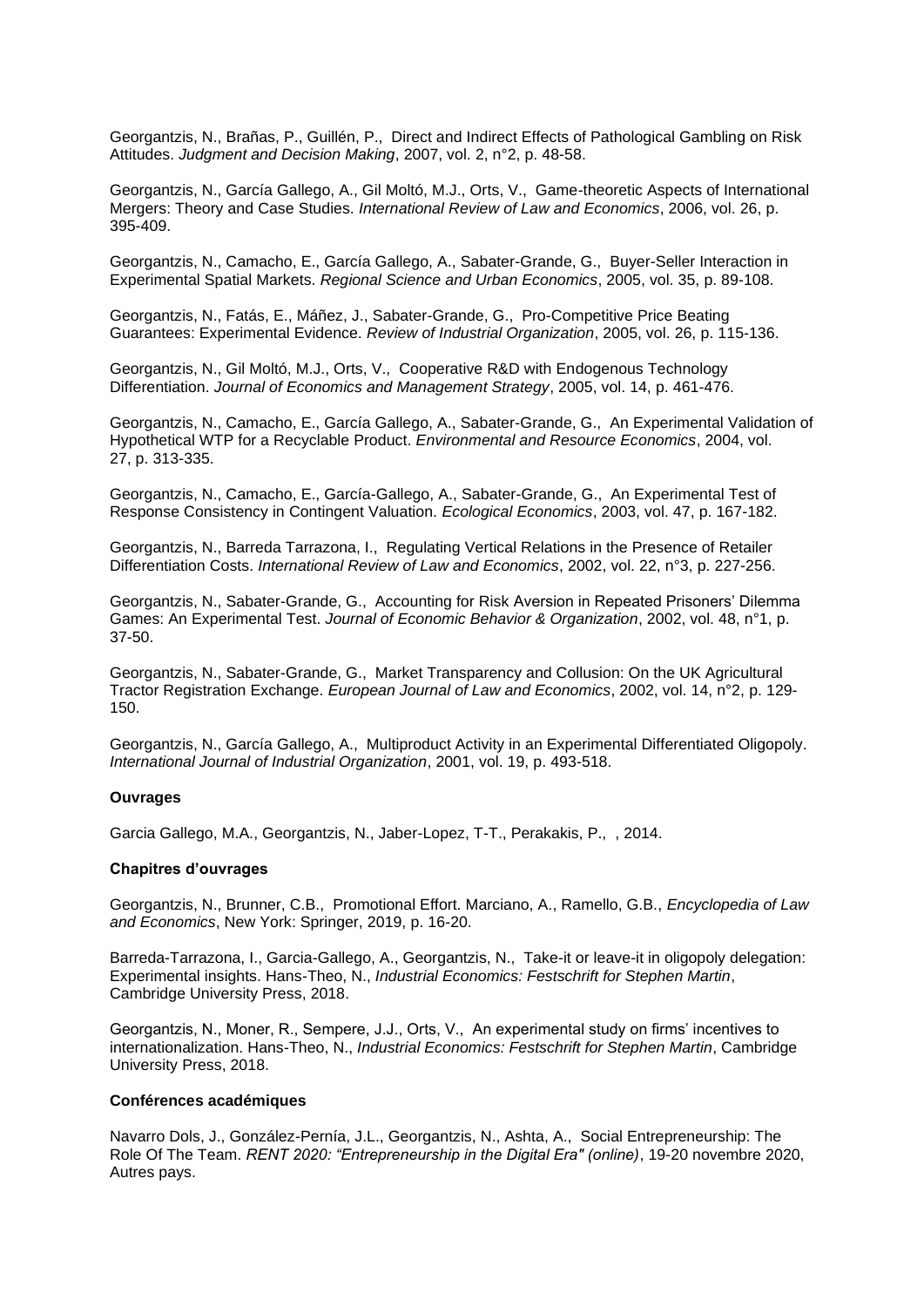Georgantzis, N., Brañas, P., Guillén, P., Direct and Indirect Effects of Pathological Gambling on Risk Attitudes. *Judgment and Decision Making*, 2007, vol. 2, n°2, p. 48-58.

Georgantzis, N., García Gallego, A., Gil Moltó, M.J., Orts, V., Game-theoretic Aspects of International Mergers: Theory and Case Studies. *International Review of Law and Economics*, 2006, vol. 26, p. 395-409.

Georgantzis, N., Camacho, E., García Gallego, A., Sabater-Grande, G., Buyer-Seller Interaction in Experimental Spatial Markets. *Regional Science and Urban Economics*, 2005, vol. 35, p. 89-108.

Georgantzis, N., Fatás, E., Máñez, J., Sabater-Grande, G., Pro-Competitive Price Beating Guarantees: Experimental Evidence. *Review of Industrial Organization*, 2005, vol. 26, p. 115-136.

Georgantzis, N., Gil Moltó, M.J., Orts, V., Cooperative R&D with Endogenous Technology Differentiation. *Journal of Economics and Management Strategy*, 2005, vol. 14, p. 461-476.

Georgantzis, N., Camacho, E., García Gallego, A., Sabater-Grande, G., An Experimental Validation of Hypothetical WTP for a Recyclable Product. *Environmental and Resource Economics*, 2004, vol. 27, p. 313-335.

Georgantzis, N., Camacho, E., García-Gallego, A., Sabater-Grande, G., An Experimental Test of Response Consistency in Contingent Valuation. *Ecological Economics*, 2003, vol. 47, p. 167-182.

Georgantzis, N., Barreda Tarrazona, I., Regulating Vertical Relations in the Presence of Retailer Differentiation Costs. *International Review of Law and Economics*, 2002, vol. 22, n°3, p. 227-256.

Georgantzis, N., Sabater-Grande, G., Accounting for Risk Aversion in Repeated Prisoners' Dilemma Games: An Experimental Test. *Journal of Economic Behavior & Organization*, 2002, vol. 48, n°1, p. 37-50.

Georgantzis, N., Sabater-Grande, G., Market Transparency and Collusion: On the UK Agricultural Tractor Registration Exchange. *European Journal of Law and Economics*, 2002, vol. 14, n°2, p. 129-150.

Georgantzis, N., García Gallego, A., Multiproduct Activity in an Experimental Differentiated Oligopoly. *International Journal of Industrial Organization*, 2001, vol. 19, p. 493-518.

**Ouvrages**

Garcia Gallego, M.A., Georgantzis, N., Jaber-Lopez, T-T., Perakakis, P., , 2014.

**Chapitres d'ouvrages**

Georgantzis, N., Brunner, C.B., Promotional Effort. Marciano, A., Ramello, G.B., *Encyclopedia of Law and Economics*, New York: Springer, 2019, p. 16-20.

Barreda-Tarrazona, I., Garcia-Gallego, A., Georgantzis, N., Take-it or leave-it in oligopoly delegation: Experimental insights. Hans-Theo, N., *Industrial Economics: Festschrift for Stephen Martin*, Cambridge University Press, 2018.

Georgantzis, N., Moner, R., Sempere, J.J., Orts, V., An experimental study on firms' incentives to internationalization. Hans-Theo, N., *Industrial Economics: Festschrift for Stephen Martin*, Cambridge University Press, 2018.

**Conférences académiques**

Navarro Dols, J., González-Pernía, J.L., Georgantzis, N., Ashta, A., Social Entrepreneurship: The Role Of The Team. *RENT 2020: "Entrepreneurship in the Digital Era" (online)*, 19-20 novembre 2020, Autres pays.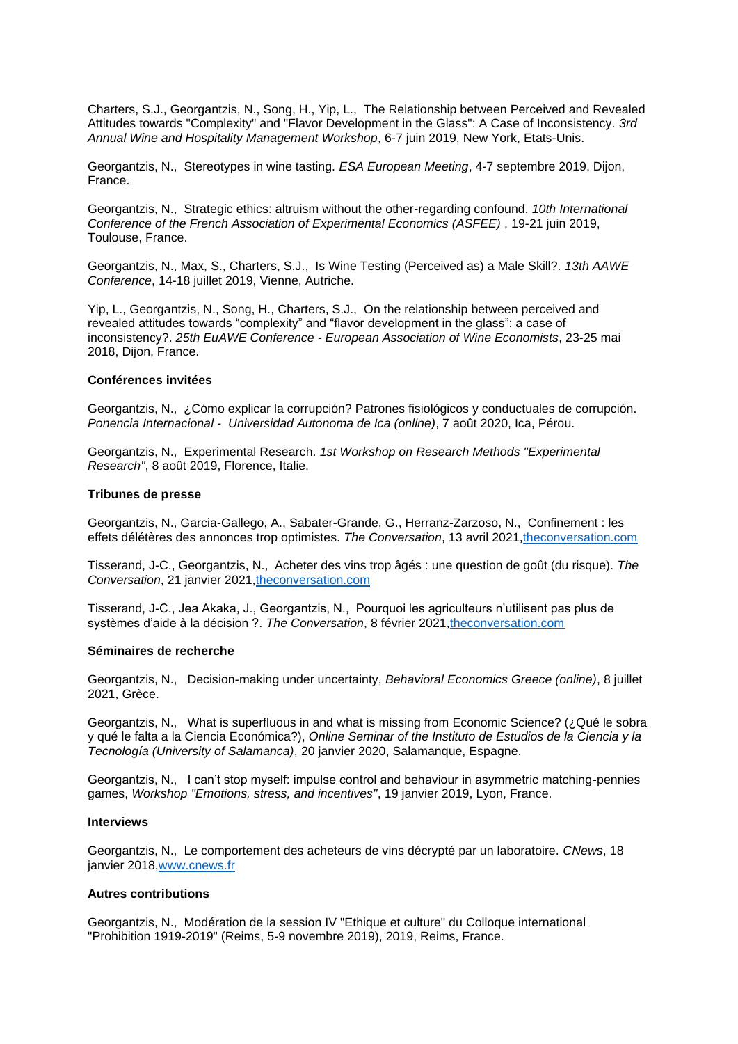Charters, S.J., Georgantzis, N., Song, H., Yip, L., The Relationship between Perceived and Revealed Attitudes towards "Complexity" and "Flavor Development in the Glass": A Case of Inconsistency. *3rd Annual Wine and Hospitality Management Workshop*, 6-7 juin 2019, New York, Etats-Unis.

Georgantzis, N., Stereotypes in wine tasting. *ESA European Meeting*, 4-7 septembre 2019, Dijon, France.

Georgantzis, N., Strategic ethics: altruism without the other-regarding confound. *10th International Conference of the French Association of Experimental Economics (ASFEE)* , 19-21 juin 2019, Toulouse, France.

Georgantzis, N., Max, S., Charters, S.J., Is Wine Testing (Perceived as) a Male Skill?. *13th AAWE Conference*, 14-18 juillet 2019, Vienne, Autriche.

Yip, L., Georgantzis, N., Song, H., Charters, S.J., On the relationship between perceived and revealed attitudes towards "complexity" and "flavor development in the glass": a case of inconsistency?. *25th EuAWE Conference - European Association of Wine Economists*, 23-25 mai 2018, Dijon, France.

**Conférences invitées**

Georgantzis, N., ¿Cómo explicar la corrupción? Patrones fisiológicos y conductuales de corrupción. *Ponencia Internacional - Universidad Autonoma de Ica (online)*, 7 août 2020, Ica, Pérou.

Georgantzis, N., Experimental Research. *1st Workshop on Research Methods "Experimental Research"*, 8 août 2019, Florence, Italie.

**Tribunes de presse**

Georgantzis, N., Garcia-Gallego, A., Sabater-Grande, G., Herranz-Zarzoso, N., Confinement : les effets délétères des annonces trop optimistes. *The Conversation*, 13 avril 2021,theconversation.com

Tisserand, J-C., Georgantzis, N., Acheter des vins trop âgés : une question de goût (du risque). *The Conversation*, 21 janvier 2021,theconversation.com

Tisserand, J-C., Jea Akaka, J., Georgantzis, N., Pourquoi les agriculteurs n'utilisent pas plus de systèmes d'aide à la décision ?. *The Conversation*, 8 février 2021,theconversation.com

**Séminaires de recherche**

Georgantzis, N., Decision-making under uncertainty, *Behavioral Economics Greece (online)*, 8 juillet 2021, Grèce.

Georgantzis, N., What is superfluous in and what is missing from Economic Science? (¿Qué le sobra y qué le falta a la Ciencia Económica?), *Online Seminar of the Instituto de Estudios de la Ciencia y la Tecnología (University of Salamanca)*, 20 janvier 2020, Salamanque, Espagne.

Georgantzis, N., I can't stop myself: impulse control and behaviour in asymmetric matching-pennies games, *Workshop "Emotions, stress, and incentives"*, 19 janvier 2019, Lyon, France.

**Interviews**

Georgantzis, N., Le comportement des acheteurs de vins décrypté par un laboratoire. *CNews*, 18 janvier 2018,www.cnews.fr

**Autres contributions**

Georgantzis, N., Modération de la session IV "Ethique et culture" du Colloque international "Prohibition 1919-2019" (Reims, 5-9 novembre 2019), 2019, Reims, France.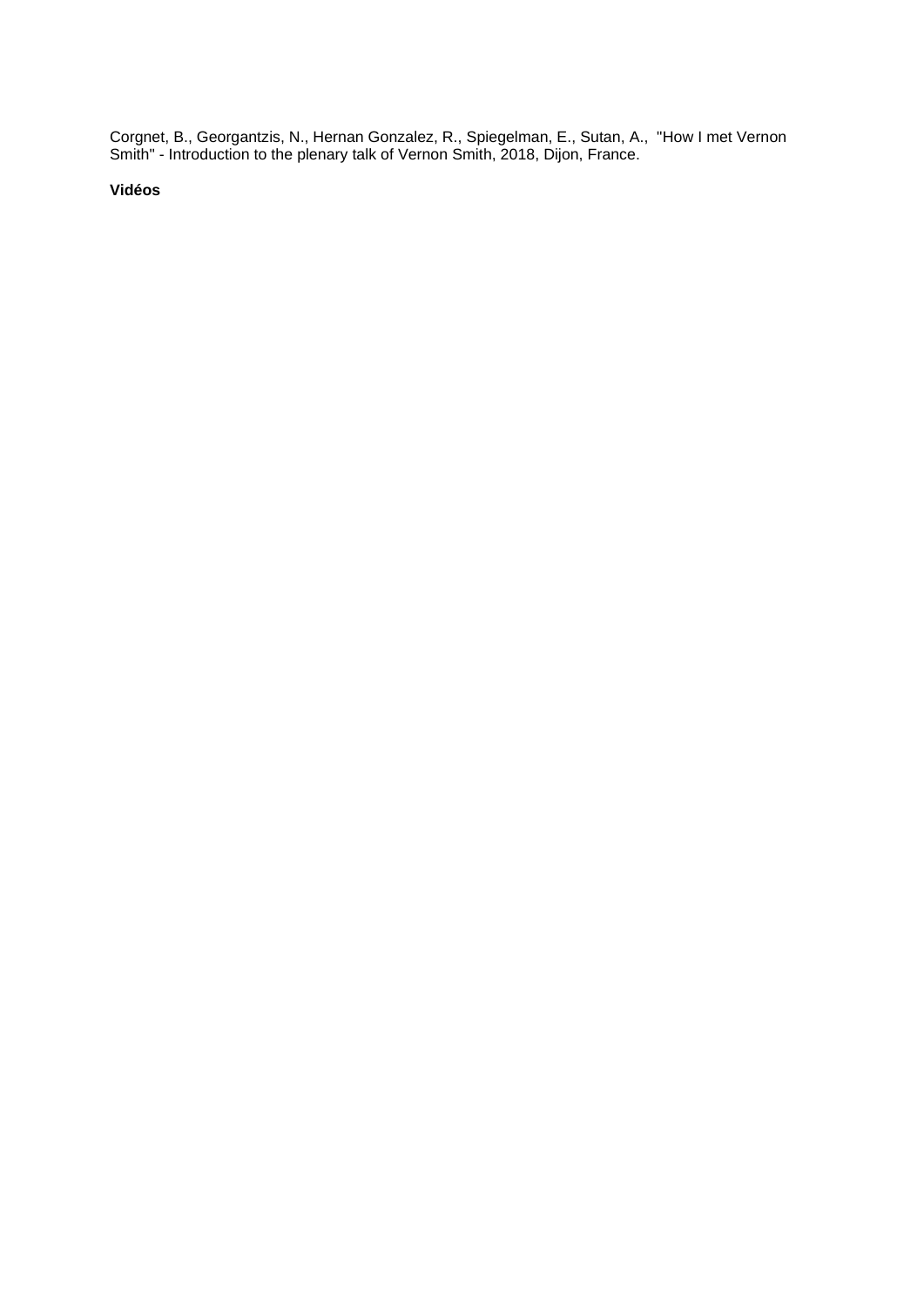Corgnet, B., Georgantzis, N., Hernan Gonzalez, R., Spiegelman, E., Sutan, A., "How I met Vernon Smith" - Introduction to the plenary talk of Vernon Smith, 2018, Dijon, France.

**Vidéos**